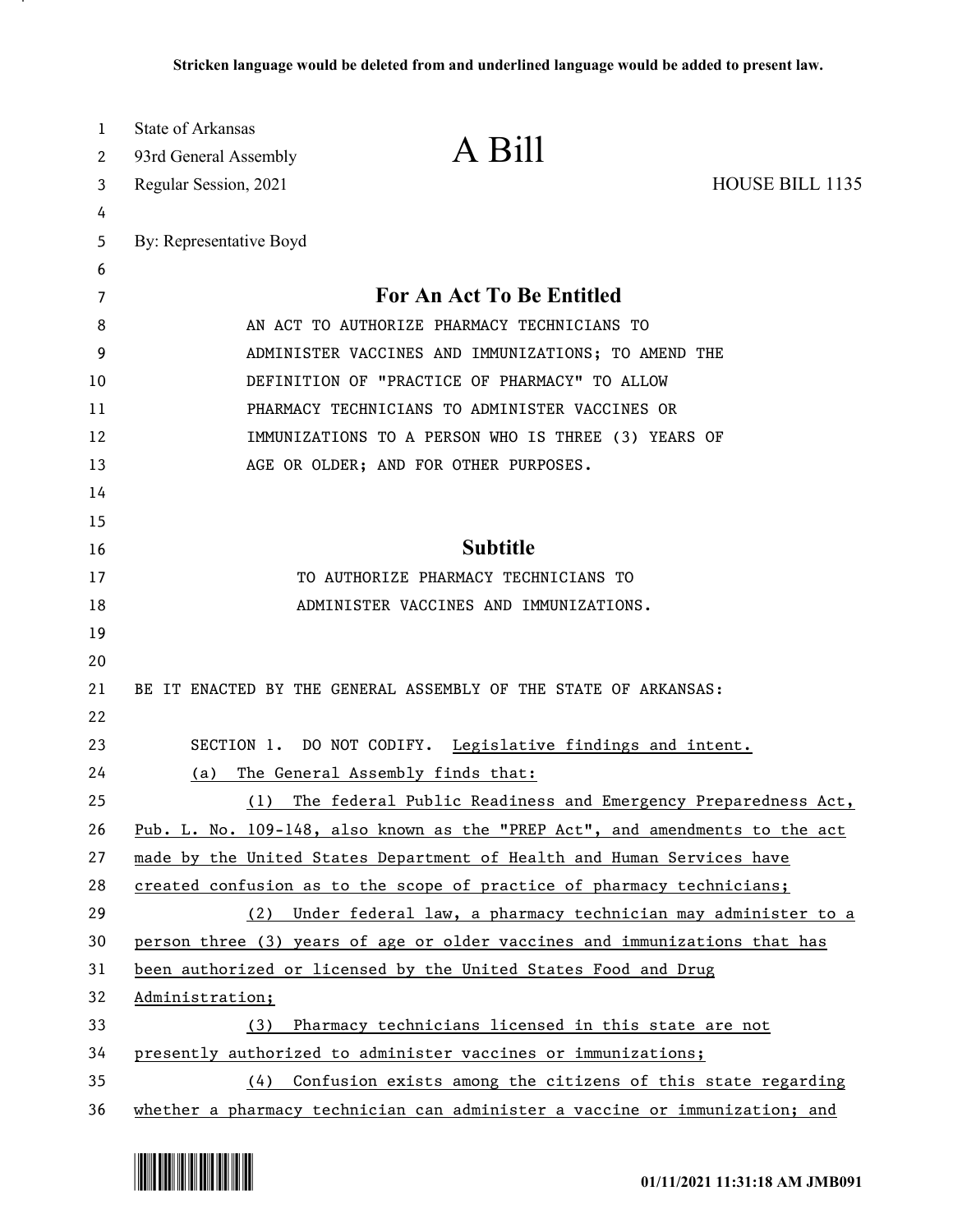Stricken language would be deleted from and underlined language would be added to present law.

State of Arkansas
93rd General Assembly
Regular Session, 2021

# A Bill

HOUSE BILL 1135

By: Representative Boyd

## For An Act To Be Entitled

AN ACT TO AUTHORIZE PHARMACY TECHNICIANS TO ADMINISTER VACCINES AND IMMUNIZATIONS; TO AMEND THE DEFINITION OF "PRACTICE OF PHARMACY" TO ALLOW PHARMACY TECHNICIANS TO ADMINISTER VACCINES OR IMMUNIZATIONS TO A PERSON WHO IS THREE (3) YEARS OF AGE OR OLDER; AND FOR OTHER PURPOSES.

## Subtitle

TO AUTHORIZE PHARMACY TECHNICIANS TO ADMINISTER VACCINES AND IMMUNIZATIONS.

BE IT ENACTED BY THE GENERAL ASSEMBLY OF THE STATE OF ARKANSAS:

SECTION 1. DO NOT CODIFY. Legislative findings and intent.

(a) The General Assembly finds that:

(1) The federal Public Readiness and Emergency Preparedness Act, Pub. L. No. 109-148, also known as the "PREP Act", and amendments to the act made by the United States Department of Health and Human Services have created confusion as to the scope of practice of pharmacy technicians;

(2) Under federal law, a pharmacy technician may administer to a person three (3) years of age or older vaccines and immunizations that has been authorized or licensed by the United States Food and Drug Administration;

(3) Pharmacy technicians licensed in this state are not presently authorized to administer vaccines or immunizations;

(4) Confusion exists among the citizens of this state regarding whether a pharmacy technician can administer a vaccine or immunization; and

01/11/2021 11:31:18 AM JMB091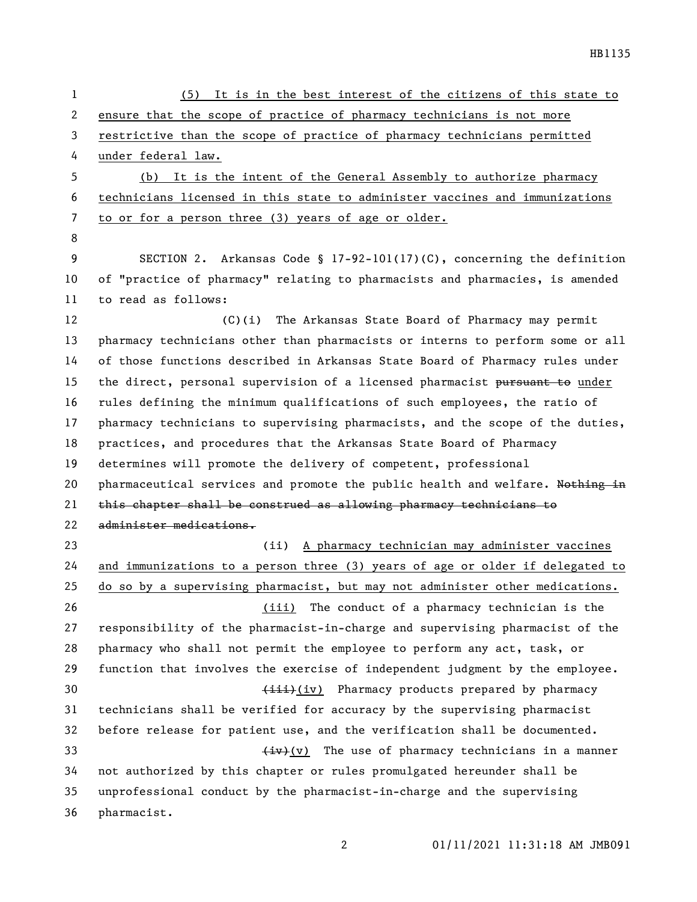(5) It is in the best interest of the citizens of this state to ensure that the scope of practice of pharmacy technicians is not more restrictive than the scope of practice of pharmacy technicians permitted under federal law.

(b) It is the intent of the General Assembly to authorize pharmacy technicians licensed in this state to administer vaccines and immunizations to or for a person three (3) years of age or older.

SECTION 2. Arkansas Code § 17-92-101(17)(C), concerning the definition of "practice of pharmacy" relating to pharmacists and pharmacies, is amended to read as follows:

(C)(i) The Arkansas State Board of Pharmacy may permit pharmacy technicians other than pharmacists or interns to perform some or all of those functions described in Arkansas State Board of Pharmacy rules under the direct, personal supervision of a licensed pharmacist ~~pursuant to~~ under rules defining the minimum qualifications of such employees, the ratio of pharmacy technicians to supervising pharmacists, and the scope of the duties, practices, and procedures that the Arkansas State Board of Pharmacy determines will promote the delivery of competent, professional pharmaceutical services and promote the public health and welfare. ~~Nothing in this chapter shall be construed as allowing pharmacy technicians to administer medications.~~

(ii) A pharmacy technician may administer vaccines and immunizations to a person three (3) years of age or older if delegated to do so by a supervising pharmacist, but may not administer other medications.

(iii) The conduct of a pharmacy technician is the responsibility of the pharmacist-in-charge and supervising pharmacist of the pharmacy who shall not permit the employee to perform any act, task, or function that involves the exercise of independent judgment by the employee.

~~(iii)~~(iv) Pharmacy products prepared by pharmacy technicians shall be verified for accuracy by the supervising pharmacist before release for patient use, and the verification shall be documented.

~~(iv)~~(v) The use of pharmacy technicians in a manner not authorized by this chapter or rules promulgated hereunder shall be unprofessional conduct by the pharmacist-in-charge and the supervising pharmacist.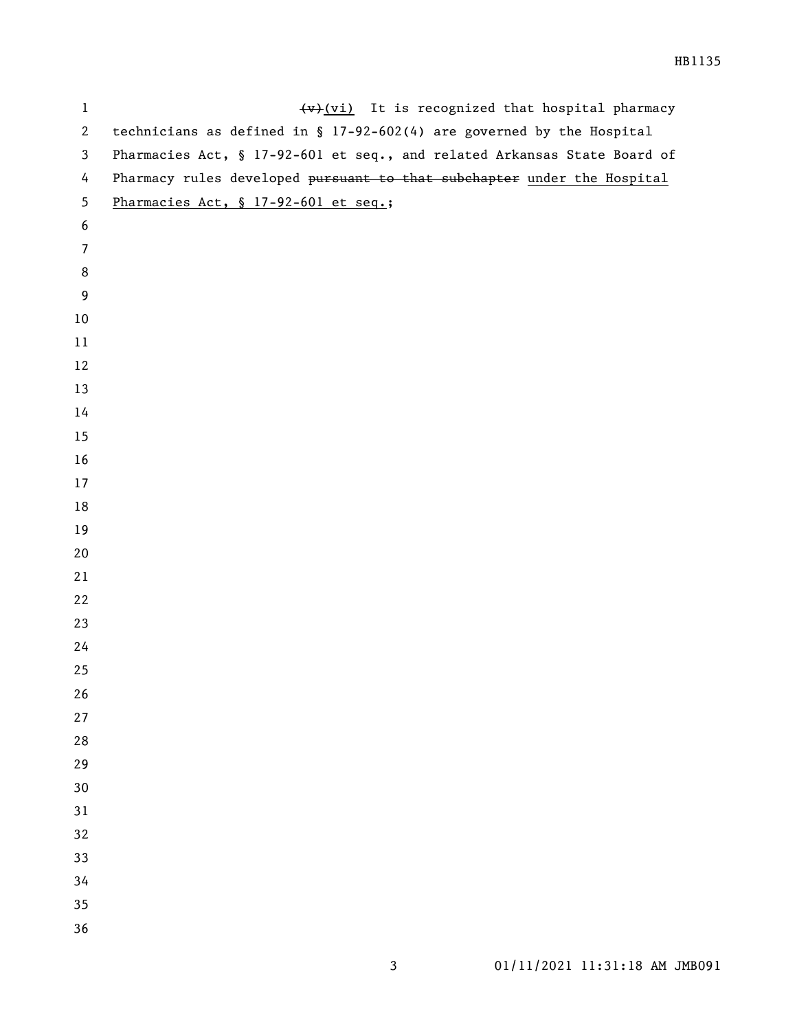~~(v)~~(vi) It is recognized that hospital pharmacy technicians as defined in § 17-92-602(4) are governed by the Hospital Pharmacies Act, § 17-92-601 et seq., and related Arkansas State Board of Pharmacy rules developed ~~pursuant to that subchapter~~ under the Hospital Pharmacies Act, § 17-92-601 et seq.;